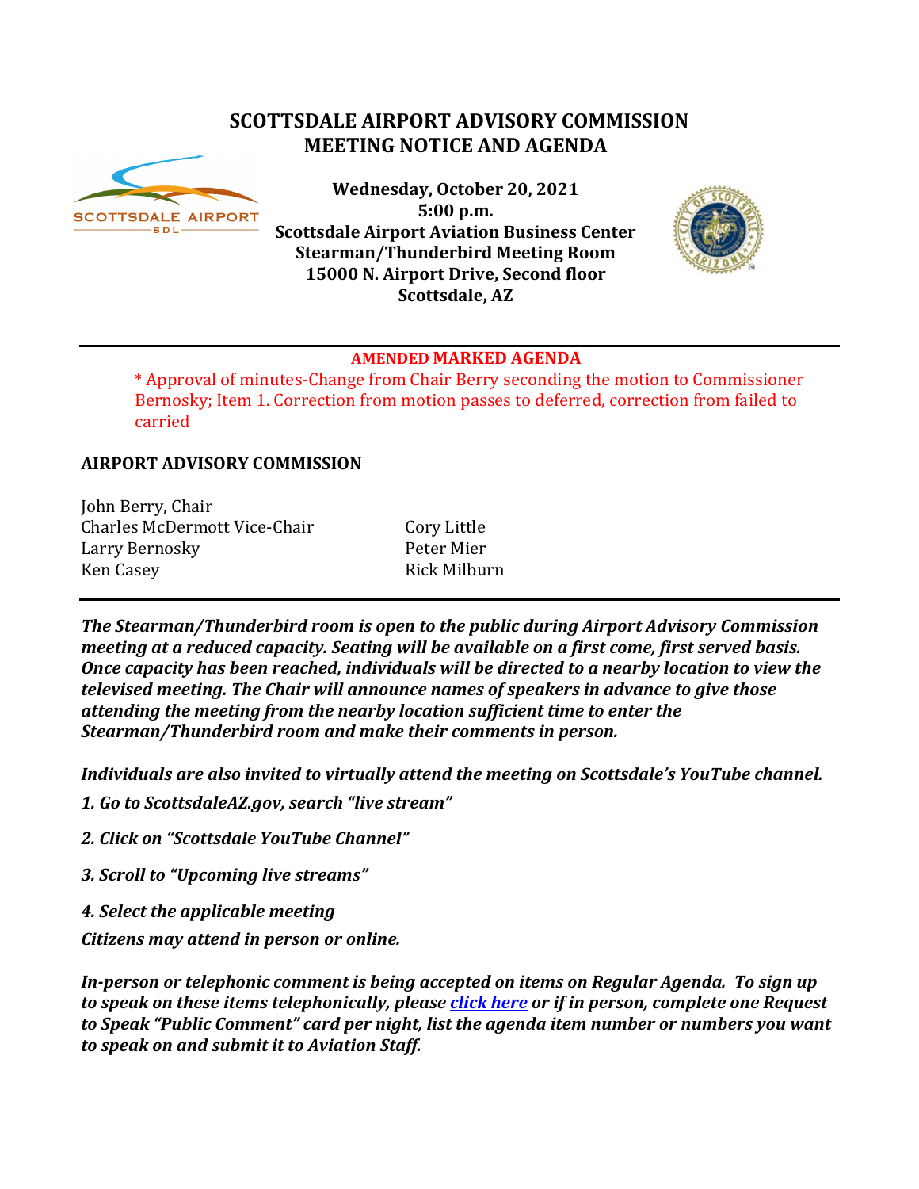# SCOTTSDALE AIRPORT ADVISORY COMMISSION
# MEETING NOTICE AND AGENDA

**Wednesday, October 20, 2021**
**5:00 p.m.**
**Scottsdale Airport Aviation Business Center**
**Stearman/Thunderbird Meeting Room**
**15000 N. Airport Drive, Second floor**
**Scottsdale, AZ**

---

**AMENDED MARKED AGENDA**

* Approval of minutes-Change from Chair Berry seconding the motion to Commissioner Bernosky; Item 1. Correction from motion passes to deferred, correction from failed to carried

## AIRPORT ADVISORY COMMISSION

John Berry, Chair
Charles McDermott Vice-Chair
Larry Bernosky
Ken Casey
Cory Little
Peter Mier
Rick Milburn

---

***The Stearman/Thunderbird room is open to the public during Airport Advisory Commission meeting at a reduced capacity. Seating will be available on a first come, first served basis. Once capacity has been reached, individuals will be directed to a nearby location to view the televised meeting. The Chair will announce names of speakers in advance to give those attending the meeting from the nearby location sufficient time to enter the Stearman/Thunderbird room and make their comments in person.***

***Individuals are also invited to virtually attend the meeting on Scottsdale's YouTube channel.***

***1. Go to ScottsdaleAZ.gov, search "live stream"***

***2. Click on "Scottsdale YouTube Channel"***

***3. Scroll to "Upcoming live streams"***

***4. Select the applicable meeting***

***Citizens may attend in person or online.***

***In-person or telephonic comment is being accepted on items on Regular Agenda. To sign up to speak on these items telephonically, please click here or if in person, complete one Request to Speak "Public Comment" card per night, list the agenda item number or numbers you want to speak on and submit it to Aviation Staff.***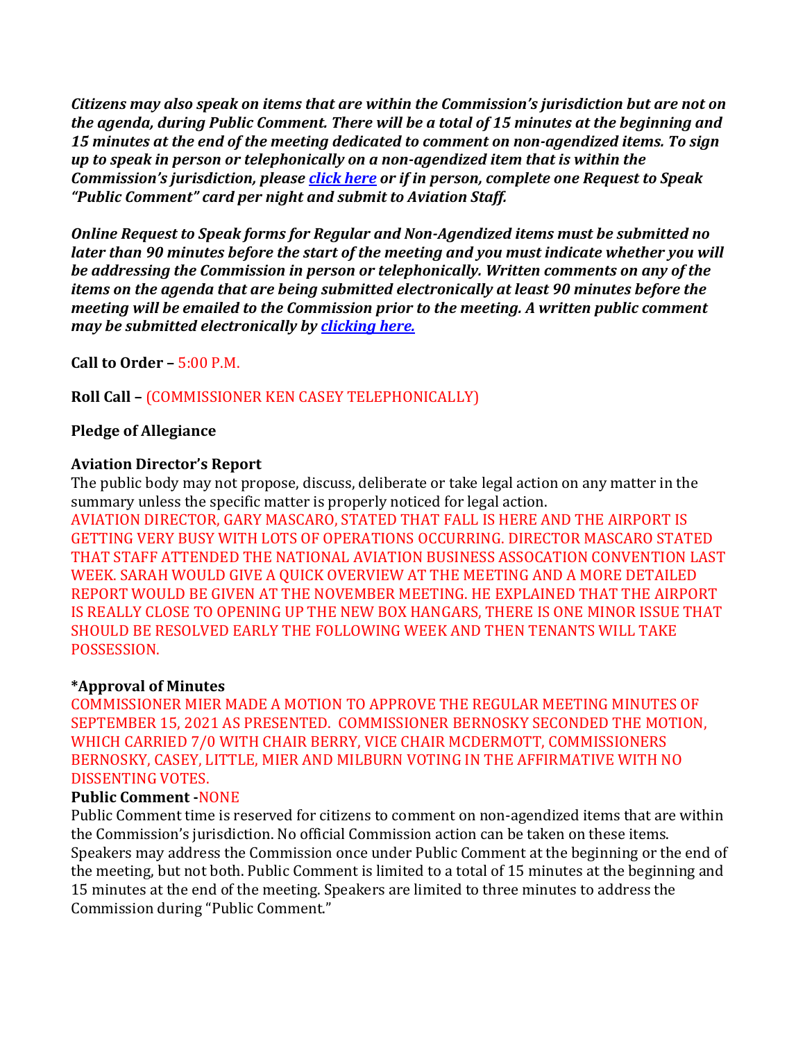***Citizens may also speak on items that are within the Commission's jurisdiction but are not on the agenda, during Public Comment. There will be a total of 15 minutes at the beginning and 15 minutes at the end of the meeting dedicated to comment on non-agendized items. To sign up to speak in person or telephonically on a non-agendized item that is within the Commission's jurisdiction, please click here or if in person, complete one Request to Speak "Public Comment" card per night and submit to Aviation Staff.***

***Online Request to Speak forms for Regular and Non-Agendized items must be submitted no later than 90 minutes before the start of the meeting and you must indicate whether you will be addressing the Commission in person or telephonically. Written comments on any of the items on the agenda that are being submitted electronically at least 90 minutes before the meeting will be emailed to the Commission prior to the meeting. A written public comment may be submitted electronically by clicking here.***

**Call to Order –** 5:00 P.M.

**Roll Call –** (COMMISSIONER KEN CASEY TELEPHONICALLY)

**Pledge of Allegiance**

**Aviation Director's Report**

The public body may not propose, discuss, deliberate or take legal action on any matter in the summary unless the specific matter is properly noticed for legal action.

AVIATION DIRECTOR, GARY MASCARO, STATED THAT FALL IS HERE AND THE AIRPORT IS GETTING VERY BUSY WITH LOTS OF OPERATIONS OCCURRING. DIRECTOR MASCARO STATED THAT STAFF ATTENDED THE NATIONAL AVIATION BUSINESS ASSOCATION CONVENTION LAST WEEK. SARAH WOULD GIVE A QUICK OVERVIEW AT THE MEETING AND A MORE DETAILED REPORT WOULD BE GIVEN AT THE NOVEMBER MEETING. HE EXPLAINED THAT THE AIRPORT IS REALLY CLOSE TO OPENING UP THE NEW BOX HANGARS, THERE IS ONE MINOR ISSUE THAT SHOULD BE RESOLVED EARLY THE FOLLOWING WEEK AND THEN TENANTS WILL TAKE POSSESSION.

**\*Approval of Minutes**

COMMISSIONER MIER MADE A MOTION TO APPROVE THE REGULAR MEETING MINUTES OF SEPTEMBER 15, 2021 AS PRESENTED. COMMISSIONER BERNOSKY SECONDED THE MOTION, WHICH CARRIED 7/0 WITH CHAIR BERRY, VICE CHAIR MCDERMOTT, COMMISSIONERS BERNOSKY, CASEY, LITTLE, MIER AND MILBURN VOTING IN THE AFFIRMATIVE WITH NO DISSENTING VOTES.

**Public Comment -**NONE

Public Comment time is reserved for citizens to comment on non-agendized items that are within the Commission's jurisdiction. No official Commission action can be taken on these items. Speakers may address the Commission once under Public Comment at the beginning or the end of the meeting, but not both. Public Comment is limited to a total of 15 minutes at the beginning and 15 minutes at the end of the meeting. Speakers are limited to three minutes to address the Commission during "Public Comment."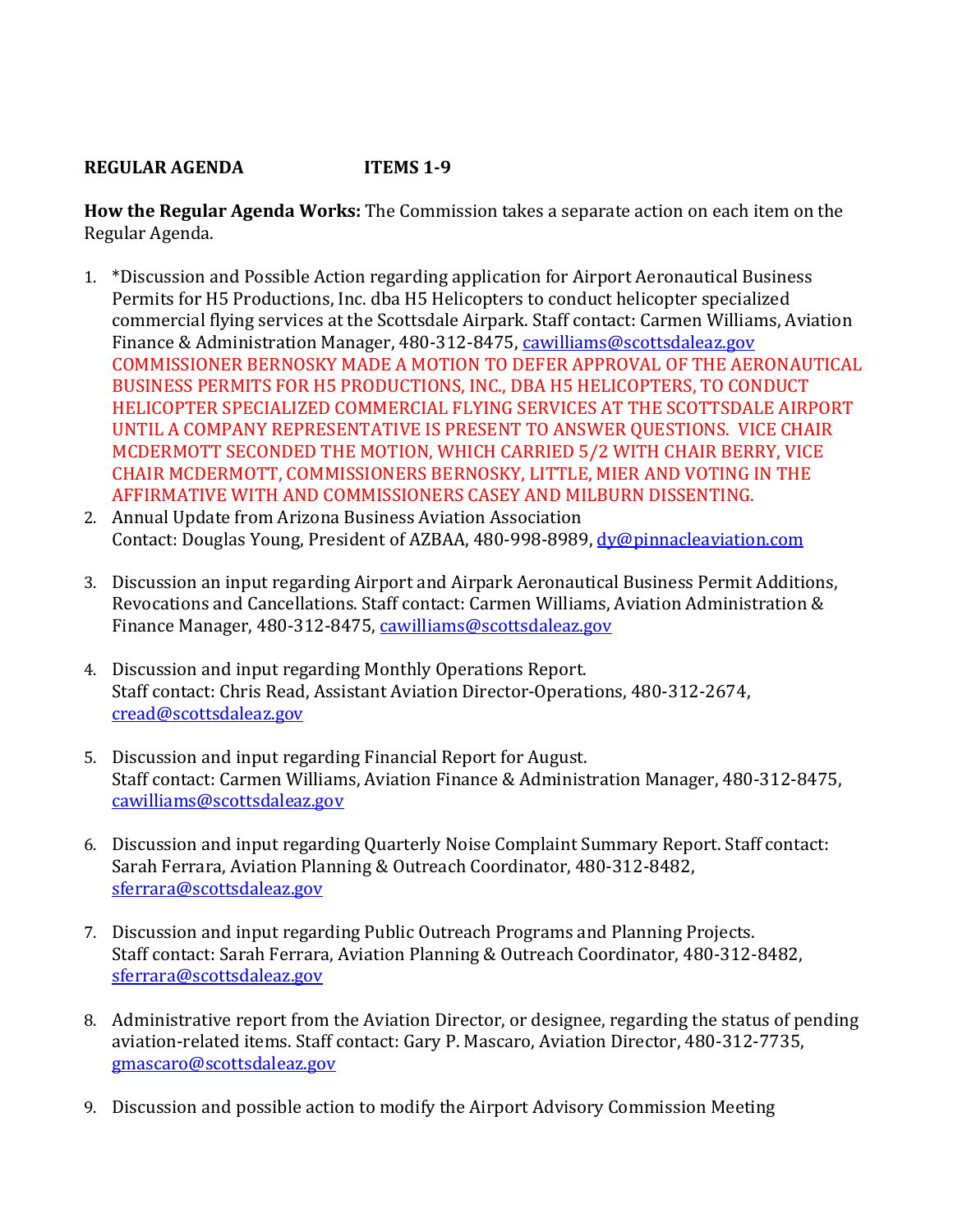**REGULAR AGENDA ITEMS 1-9**

**How the Regular Agenda Works:** The Commission takes a separate action on each item on the Regular Agenda.

1. *Discussion and Possible Action regarding application for Airport Aeronautical Business Permits for H5 Productions, Inc. dba H5 Helicopters to conduct helicopter specialized commercial flying services at the Scottsdale Airpark. Staff contact: Carmen Williams, Aviation Finance & Administration Manager, 480-312-8475, cawilliams@scottsdaleaz.gov
COMMISSIONER BERNOSKY MADE A MOTION TO DEFER APPROVAL OF THE AERONAUTICAL BUSINESS PERMITS FOR H5 PRODUCTIONS, INC., DBA H5 HELICOPTERS, TO CONDUCT HELICOPTER SPECIALIZED COMMERCIAL FLYING SERVICES AT THE SCOTTSDALE AIRPORT UNTIL A COMPANY REPRESENTATIVE IS PRESENT TO ANSWER QUESTIONS. VICE CHAIR MCDERMOTT SECONDED THE MOTION, WHICH CARRIED 5/2 WITH CHAIR BERRY, VICE CHAIR MCDERMOTT, COMMISSIONERS BERNOSKY, LITTLE, MIER AND VOTING IN THE AFFIRMATIVE WITH AND COMMISSIONERS CASEY AND MILBURN DISSENTING.

2. Annual Update from Arizona Business Aviation Association
Contact: Douglas Young, President of AZBAA, 480-998-8989, dy@pinnacleaviation.com

3. Discussion an input regarding Airport and Airpark Aeronautical Business Permit Additions, Revocations and Cancellations. Staff contact: Carmen Williams, Aviation Administration & Finance Manager, 480-312-8475, cawilliams@scottsdaleaz.gov

4. Discussion and input regarding Monthly Operations Report.
Staff contact: Chris Read, Assistant Aviation Director-Operations, 480-312-2674, cread@scottsdaleaz.gov

5. Discussion and input regarding Financial Report for August.
Staff contact: Carmen Williams, Aviation Finance & Administration Manager, 480-312-8475, cawilliams@scottsdaleaz.gov

6. Discussion and input regarding Quarterly Noise Complaint Summary Report. Staff contact: Sarah Ferrara, Aviation Planning & Outreach Coordinator, 480-312-8482, sferrara@scottsdaleaz.gov

7. Discussion and input regarding Public Outreach Programs and Planning Projects.
Staff contact: Sarah Ferrara, Aviation Planning & Outreach Coordinator, 480-312-8482, sferrara@scottsdaleaz.gov

8. Administrative report from the Aviation Director, or designee, regarding the status of pending aviation-related items. Staff contact: Gary P. Mascaro, Aviation Director, 480-312-7735, gmascaro@scottsdaleaz.gov

9. Discussion and possible action to modify the Airport Advisory Commission Meeting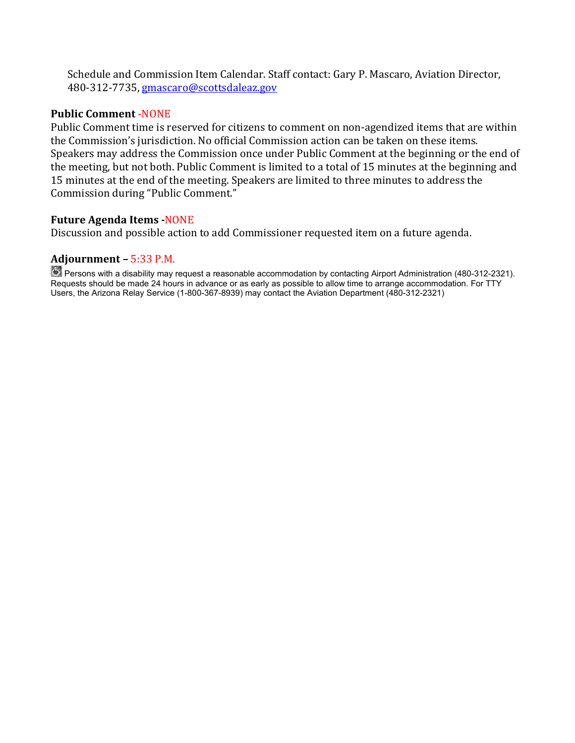Schedule and Commission Item Calendar. Staff contact: Gary P. Mascaro, Aviation Director, 480-312-7735, gmascaro@scottsdaleaz.gov

**Public Comment** -NONE

Public Comment time is reserved for citizens to comment on non-agendized items that are within the Commission's jurisdiction. No official Commission action can be taken on these items. Speakers may address the Commission once under Public Comment at the beginning or the end of the meeting, but not both. Public Comment is limited to a total of 15 minutes at the beginning and 15 minutes at the end of the meeting. Speakers are limited to three minutes to address the Commission during "Public Comment."

**Future Agenda Items** -NONE

Discussion and possible action to add Commissioner requested item on a future agenda.

**Adjournment** – 5:33 P.M.

Persons with a disability may request a reasonable accommodation by contacting Airport Administration (480-312-2321). Requests should be made 24 hours in advance or as early as possible to allow time to arrange accommodation. For TTY Users, the Arizona Relay Service (1-800-367-8939) may contact the Aviation Department (480-312-2321)